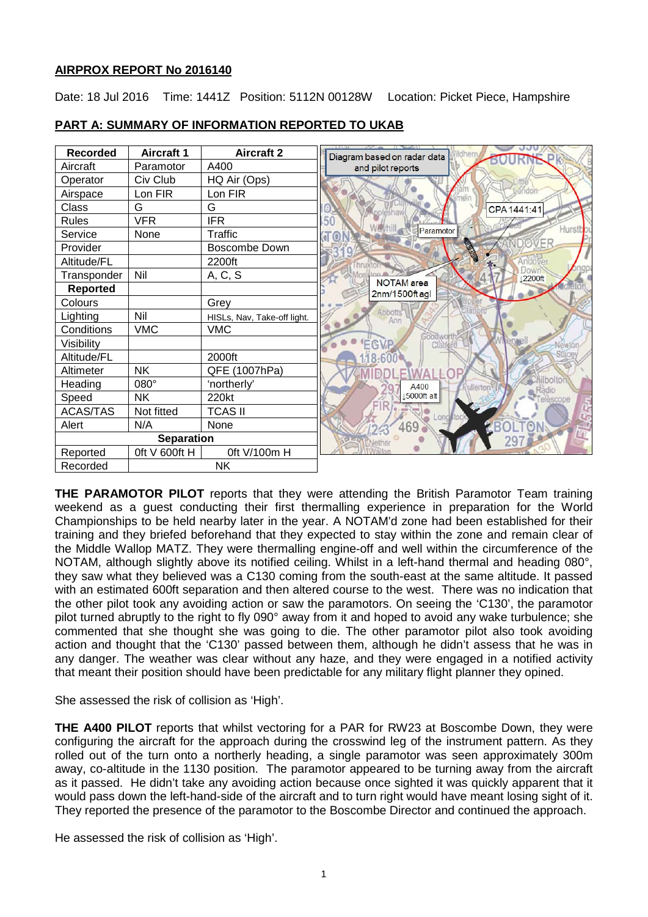**AIRPROX REPORT No 2016140**

Date: 18 Jul 2016 Time: 1441Z Position: 5112N 00128W Location: Picket Piece, Hampshire

**PART A: SUMMARY OF INFORMATION REPORTED TO UKAB**

| Recorded | Aircraft 1 | Aircraft 2 |
|---|---|---|
| Aircraft | Paramotor | A400 |
| Operator | Civ Club | HQ Air (Ops) |
| Airspace | Lon FIR | Lon FIR |
| Class | G | G |
| Rules | VFR | IFR |
| Service | None | Traffic |
| Provider | | Boscombe Down |
| Altitude/FL | | 2200ft |
| Transponder | Nil | A, C, S |
| **Reported** | | |
| Colours | | Grey |
| Lighting | Nil | HISLs, Nav, Take-off light. |
| Conditions | VMC | VMC |
| Visibility | | |
| Altitude/FL | | 2000ft |
| Altimeter | NK | QFE (1007hPa) |
| Heading | 080° | 'northerly' |
| Speed | NK | 220kt |
| ACAS/TAS | Not fitted | TCAS II |
| Alert | N/A | None |
| **Separation** | | |
| Reported | 0ft V 600ft H | 0ft V/100m H |
| Recorded | NK | |

Diagram based on radar data and pilot reports

CPA 1441:41

Paramotor

NOTAM area 2nm/1500ft agl

↓2200ft

A400 ↓5000ft alt

**THE PARAMOTOR PILOT** reports that they were attending the British Paramotor Team training weekend as a guest conducting their first thermalling experience in preparation for the World Championships to be held nearby later in the year. A NOTAM'd zone had been established for their training and they briefed beforehand that they expected to stay within the zone and remain clear of the Middle Wallop MATZ. They were thermalling engine-off and well within the circumference of the NOTAM, although slightly above its notified ceiling. Whilst in a left-hand thermal and heading 080°, they saw what they believed was a C130 coming from the south-east at the same altitude. It passed with an estimated 600ft separation and then altered course to the west. There was no indication that the other pilot took any avoiding action or saw the paramotors. On seeing the 'C130', the paramotor pilot turned abruptly to the right to fly 090° away from it and hoped to avoid any wake turbulence; she commented that she thought she was going to die. The other paramotor pilot also took avoiding action and thought that the 'C130' passed between them, although he didn't assess that he was in any danger. The weather was clear without any haze, and they were engaged in a notified activity that meant their position should have been predictable for any military flight planner they opined.

She assessed the risk of collision as 'High'.

**THE A400 PILOT** reports that whilst vectoring for a PAR for RW23 at Boscombe Down, they were configuring the aircraft for the approach during the crosswind leg of the instrument pattern. As they rolled out of the turn onto a northerly heading, a single paramotor was seen approximately 300m away, co-altitude in the 1130 position. The paramotor appeared to be turning away from the aircraft as it passed. He didn't take any avoiding action because once sighted it was quickly apparent that it would pass down the left-hand-side of the aircraft and to turn right would have meant losing sight of it. They reported the presence of the paramotor to the Boscombe Director and continued the approach.

He assessed the risk of collision as 'High'.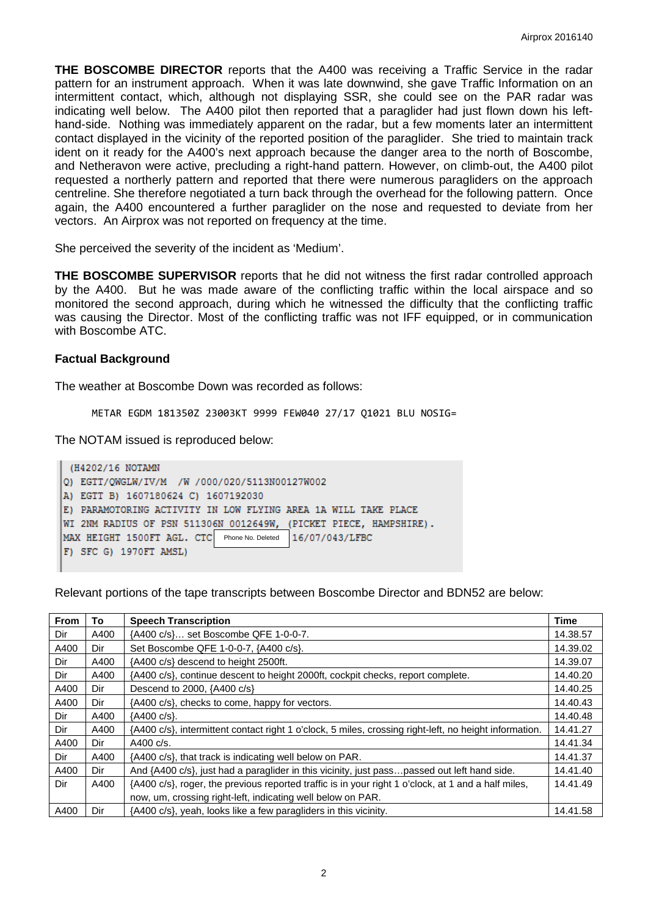**THE BOSCOMBE DIRECTOR** reports that the A400 was receiving a Traffic Service in the radar pattern for an instrument approach. When it was late downwind, she gave Traffic Information on an intermittent contact, which, although not displaying SSR, she could see on the PAR radar was indicating well below. The A400 pilot then reported that a paraglider had just flown down his left-hand-side. Nothing was immediately apparent on the radar, but a few moments later an intermittent contact displayed in the vicinity of the reported position of the paraglider. She tried to maintain track ident on it ready for the A400's next approach because the danger area to the north of Boscombe, and Netheravon were active, precluding a right-hand pattern. However, on climb-out, the A400 pilot requested a northerly pattern and reported that there were numerous paragliders on the approach centreline. She therefore negotiated a turn back through the overhead for the following pattern. Once again, the A400 encountered a further paraglider on the nose and requested to deviate from her vectors. An Airprox was not reported on frequency at the time.

She perceived the severity of the incident as 'Medium'.

**THE BOSCOMBE SUPERVISOR** reports that he did not witness the first radar controlled approach by the A400. But he was made aware of the conflicting traffic within the local airspace and so monitored the second approach, during which he witnessed the difficulty that the conflicting traffic was causing the Director. Most of the conflicting traffic was not IFF equipped, or in communication with Boscombe ATC.

## Factual Background

The weather at Boscombe Down was recorded as follows:

```
METAR EGDM 181350Z 23003KT 9999 FEW040 27/17 Q1021 BLU NOSIG=
```

The NOTAM issued is reproduced below:

```
(H4202/16 NOTAMN
Q) EGTT/QWGLW/IV/M  /W /000/020/5113N00127W002
A) EGTT B) 1607180624 C) 1607192030
E) PARAMOTORING ACTIVITY IN LOW FLYING AREA 1A WILL TAKE PLACE
WI 2NM RADIUS OF PSN 511306N 0012649W, (PICKET PIECE, HAMPSHIRE).
MAX HEIGHT 1500FT AGL. CTC [Phone No. Deleted] 16/07/043/LFBC
F) SFC G) 1970FT AMSL)
```

Relevant portions of the tape transcripts between Boscombe Director and BDN52 are below:

| From | To | Speech Transcription | Time |
|---|---|---|---|
| Dir | A400 | {A400 c/s}… set Boscombe QFE 1-0-0-7. | 14.38.57 |
| A400 | Dir | Set Boscombe QFE 1-0-0-7, {A400 c/s}. | 14.39.02 |
| Dir | A400 | {A400 c/s} descend to height 2500ft. | 14.39.07 |
| Dir | A400 | {A400 c/s}, continue descent to height 2000ft, cockpit checks, report complete. | 14.40.20 |
| A400 | Dir | Descend to 2000, {A400 c/s} | 14.40.25 |
| A400 | Dir | {A400 c/s}, checks to come, happy for vectors. | 14.40.43 |
| Dir | A400 | {A400 c/s}. | 14.40.48 |
| Dir | A400 | {A400 c/s}, intermittent contact right 1 o'clock, 5 miles, crossing right-left, no height information. | 14.41.27 |
| A400 | Dir | A400 c/s. | 14.41.34 |
| Dir | A400 | {A400 c/s}, that track is indicating well below on PAR. | 14.41.37 |
| A400 | Dir | And {A400 c/s}, just had a paraglider in this vicinity, just pass…passed out left hand side. | 14.41.40 |
| Dir | A400 | {A400 c/s}, roger, the previous reported traffic is in your right 1 o'clock, at 1 and a half miles, now, um, crossing right-left, indicating well below on PAR. | 14.41.49 |
| A400 | Dir | {A400 c/s}, yeah, looks like a few paragliders in this vicinity. | 14.41.58 |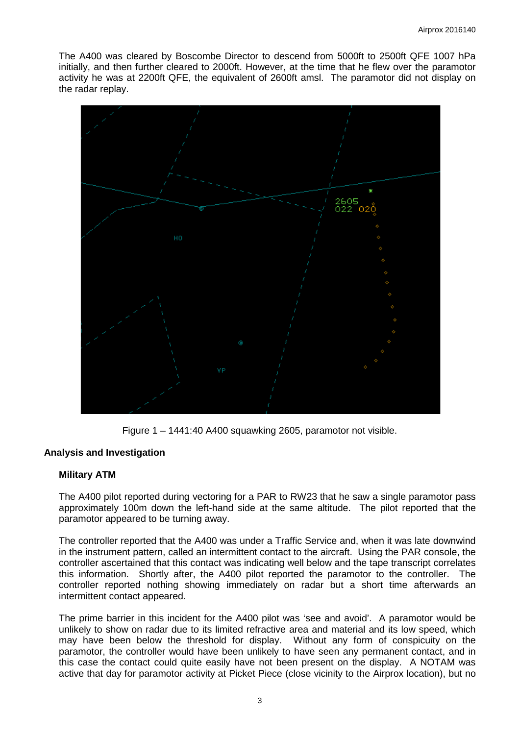The A400 was cleared by Boscombe Director to descend from 5000ft to 2500ft QFE 1007 hPa initially, and then further cleared to 2000ft. However, at the time that he flew over the paramotor activity he was at 2200ft QFE, the equivalent of 2600ft amsl. The paramotor did not display on the radar replay.

Figure 1 – 1441:40 A400 squawking 2605, paramotor not visible.

## Analysis and Investigation

### Military ATM

The A400 pilot reported during vectoring for a PAR to RW23 that he saw a single paramotor pass approximately 100m down the left-hand side at the same altitude. The pilot reported that the paramotor appeared to be turning away.

The controller reported that the A400 was under a Traffic Service and, when it was late downwind in the instrument pattern, called an intermittent contact to the aircraft. Using the PAR console, the controller ascertained that this contact was indicating well below and the tape transcript correlates this information. Shortly after, the A400 pilot reported the paramotor to the controller. The controller reported nothing showing immediately on radar but a short time afterwards an intermittent contact appeared.

The prime barrier in this incident for the A400 pilot was 'see and avoid'. A paramotor would be unlikely to show on radar due to its limited refractive area and material and its low speed, which may have been below the threshold for display. Without any form of conspicuity on the paramotor, the controller would have been unlikely to have seen any permanent contact, and in this case the contact could quite easily have not been present on the display. A NOTAM was active that day for paramotor activity at Picket Piece (close vicinity to the Airprox location), but no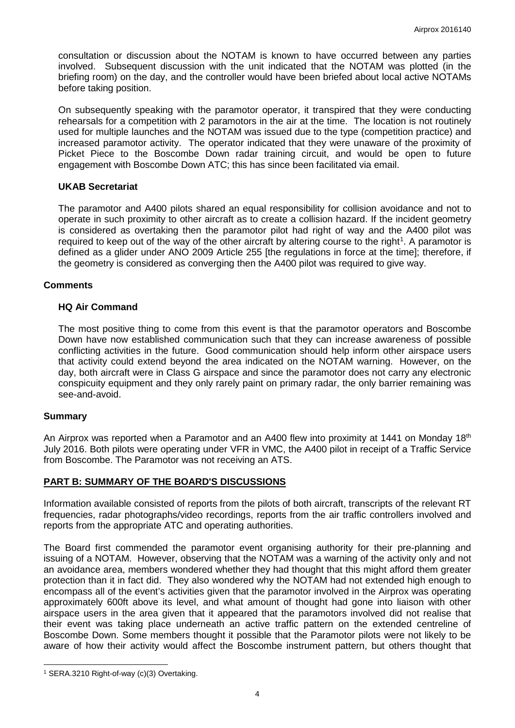consultation or discussion about the NOTAM is known to have occurred between any parties involved. Subsequent discussion with the unit indicated that the NOTAM was plotted (in the briefing room) on the day, and the controller would have been briefed about local active NOTAMs before taking position.

On subsequently speaking with the paramotor operator, it transpired that they were conducting rehearsals for a competition with 2 paramotors in the air at the time. The location is not routinely used for multiple launches and the NOTAM was issued due to the type (competition practice) and increased paramotor activity. The operator indicated that they were unaware of the proximity of Picket Piece to the Boscombe Down radar training circuit, and would be open to future engagement with Boscombe Down ATC; this has since been facilitated via email.

### UKAB Secretariat

The paramotor and A400 pilots shared an equal responsibility for collision avoidance and not to operate in such proximity to other aircraft as to create a collision hazard. If the incident geometry is considered as overtaking then the paramotor pilot had right of way and the A400 pilot was required to keep out of the way of the other aircraft by altering course to the right[1]. A paramotor is defined as a glider under ANO 2009 Article 255 [the regulations in force at the time]; therefore, if the geometry is considered as converging then the A400 pilot was required to give way.

## Comments

### HQ Air Command

The most positive thing to come from this event is that the paramotor operators and Boscombe Down have now established communication such that they can increase awareness of possible conflicting activities in the future. Good communication should help inform other airspace users that activity could extend beyond the area indicated on the NOTAM warning. However, on the day, both aircraft were in Class G airspace and since the paramotor does not carry any electronic conspicuity equipment and they only rarely paint on primary radar, the only barrier remaining was see-and-avoid.

## Summary

An Airprox was reported when a Paramotor and an A400 flew into proximity at 1441 on Monday 18th July 2016. Both pilots were operating under VFR in VMC, the A400 pilot in receipt of a Traffic Service from Boscombe. The Paramotor was not receiving an ATS.

## PART B: SUMMARY OF THE BOARD'S DISCUSSIONS

Information available consisted of reports from the pilots of both aircraft, transcripts of the relevant RT frequencies, radar photographs/video recordings, reports from the air traffic controllers involved and reports from the appropriate ATC and operating authorities.

The Board first commended the paramotor event organising authority for their pre-planning and issuing of a NOTAM. However, observing that the NOTAM was a warning of the activity only and not an avoidance area, members wondered whether they had thought that this might afford them greater protection than it in fact did. They also wondered why the NOTAM had not extended high enough to encompass all of the event's activities given that the paramotor involved in the Airprox was operating approximately 600ft above its level, and what amount of thought had gone into liaison with other airspace users in the area given that it appeared that the paramotors involved did not realise that their event was taking place underneath an active traffic pattern on the extended centreline of Boscombe Down. Some members thought it possible that the Paramotor pilots were not likely to be aware of how their activity would affect the Boscombe instrument pattern, but others thought that

[1] SERA.3210 Right-of-way (c)(3) Overtaking.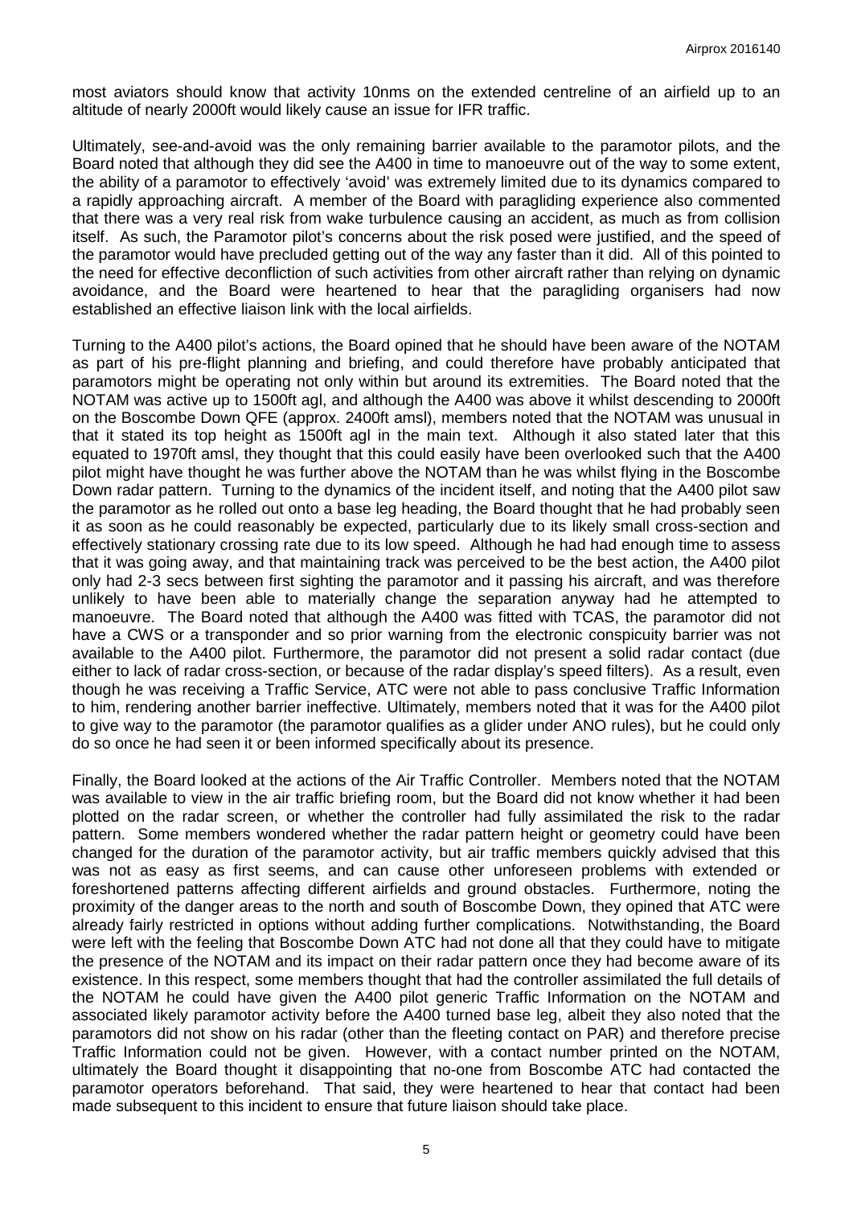most aviators should know that activity 10nms on the extended centreline of an airfield up to an altitude of nearly 2000ft would likely cause an issue for IFR traffic.

Ultimately, see-and-avoid was the only remaining barrier available to the paramotor pilots, and the Board noted that although they did see the A400 in time to manoeuvre out of the way to some extent, the ability of a paramotor to effectively 'avoid' was extremely limited due to its dynamics compared to a rapidly approaching aircraft. A member of the Board with paragliding experience also commented that there was a very real risk from wake turbulence causing an accident, as much as from collision itself. As such, the Paramotor pilot's concerns about the risk posed were justified, and the speed of the paramotor would have precluded getting out of the way any faster than it did. All of this pointed to the need for effective deconfliction of such activities from other aircraft rather than relying on dynamic avoidance, and the Board were heartened to hear that the paragliding organisers had now established an effective liaison link with the local airfields.

Turning to the A400 pilot's actions, the Board opined that he should have been aware of the NOTAM as part of his pre-flight planning and briefing, and could therefore have probably anticipated that paramotors might be operating not only within but around its extremities. The Board noted that the NOTAM was active up to 1500ft agl, and although the A400 was above it whilst descending to 2000ft on the Boscombe Down QFE (approx. 2400ft amsl), members noted that the NOTAM was unusual in that it stated its top height as 1500ft agl in the main text. Although it also stated later that this equated to 1970ft amsl, they thought that this could easily have been overlooked such that the A400 pilot might have thought he was further above the NOTAM than he was whilst flying in the Boscombe Down radar pattern. Turning to the dynamics of the incident itself, and noting that the A400 pilot saw the paramotor as he rolled out onto a base leg heading, the Board thought that he had probably seen it as soon as he could reasonably be expected, particularly due to its likely small cross-section and effectively stationary crossing rate due to its low speed. Although he had had enough time to assess that it was going away, and that maintaining track was perceived to be the best action, the A400 pilot only had 2-3 secs between first sighting the paramotor and it passing his aircraft, and was therefore unlikely to have been able to materially change the separation anyway had he attempted to manoeuvre. The Board noted that although the A400 was fitted with TCAS, the paramotor did not have a CWS or a transponder and so prior warning from the electronic conspicuity barrier was not available to the A400 pilot. Furthermore, the paramotor did not present a solid radar contact (due either to lack of radar cross-section, or because of the radar display's speed filters). As a result, even though he was receiving a Traffic Service, ATC were not able to pass conclusive Traffic Information to him, rendering another barrier ineffective. Ultimately, members noted that it was for the A400 pilot to give way to the paramotor (the paramotor qualifies as a glider under ANO rules), but he could only do so once he had seen it or been informed specifically about its presence.

Finally, the Board looked at the actions of the Air Traffic Controller. Members noted that the NOTAM was available to view in the air traffic briefing room, but the Board did not know whether it had been plotted on the radar screen, or whether the controller had fully assimilated the risk to the radar pattern. Some members wondered whether the radar pattern height or geometry could have been changed for the duration of the paramotor activity, but air traffic members quickly advised that this was not as easy as first seems, and can cause other unforeseen problems with extended or foreshortened patterns affecting different airfields and ground obstacles. Furthermore, noting the proximity of the danger areas to the north and south of Boscombe Down, they opined that ATC were already fairly restricted in options without adding further complications. Notwithstanding, the Board were left with the feeling that Boscombe Down ATC had not done all that they could have to mitigate the presence of the NOTAM and its impact on their radar pattern once they had become aware of its existence. In this respect, some members thought that had the controller assimilated the full details of the NOTAM he could have given the A400 pilot generic Traffic Information on the NOTAM and associated likely paramotor activity before the A400 turned base leg, albeit they also noted that the paramotors did not show on his radar (other than the fleeting contact on PAR) and therefore precise Traffic Information could not be given. However, with a contact number printed on the NOTAM, ultimately the Board thought it disappointing that no-one from Boscombe ATC had contacted the paramotor operators beforehand. That said, they were heartened to hear that contact had been made subsequent to this incident to ensure that future liaison should take place.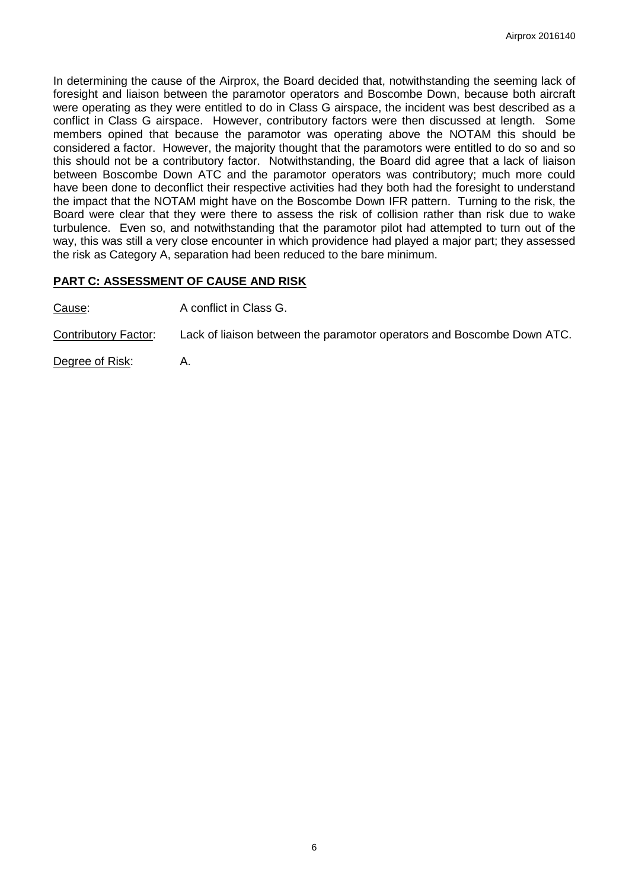In determining the cause of the Airprox, the Board decided that, notwithstanding the seeming lack of foresight and liaison between the paramotor operators and Boscombe Down, because both aircraft were operating as they were entitled to do in Class G airspace, the incident was best described as a conflict in Class G airspace. However, contributory factors were then discussed at length. Some members opined that because the paramotor was operating above the NOTAM this should be considered a factor. However, the majority thought that the paramotors were entitled to do so and so this should not be a contributory factor. Notwithstanding, the Board did agree that a lack of liaison between Boscombe Down ATC and the paramotor operators was contributory; much more could have been done to deconflict their respective activities had they both had the foresight to understand the impact that the NOTAM might have on the Boscombe Down IFR pattern. Turning to the risk, the Board were clear that they were there to assess the risk of collision rather than risk due to wake turbulence. Even so, and notwithstanding that the paramotor pilot had attempted to turn out of the way, this was still a very close encounter in which providence had played a major part; they assessed the risk as Category A, separation had been reduced to the bare minimum.

## PART C: ASSESSMENT OF CAUSE AND RISK

Cause: A conflict in Class G.

Contributory Factor: Lack of liaison between the paramotor operators and Boscombe Down ATC.

Degree of Risk: A.